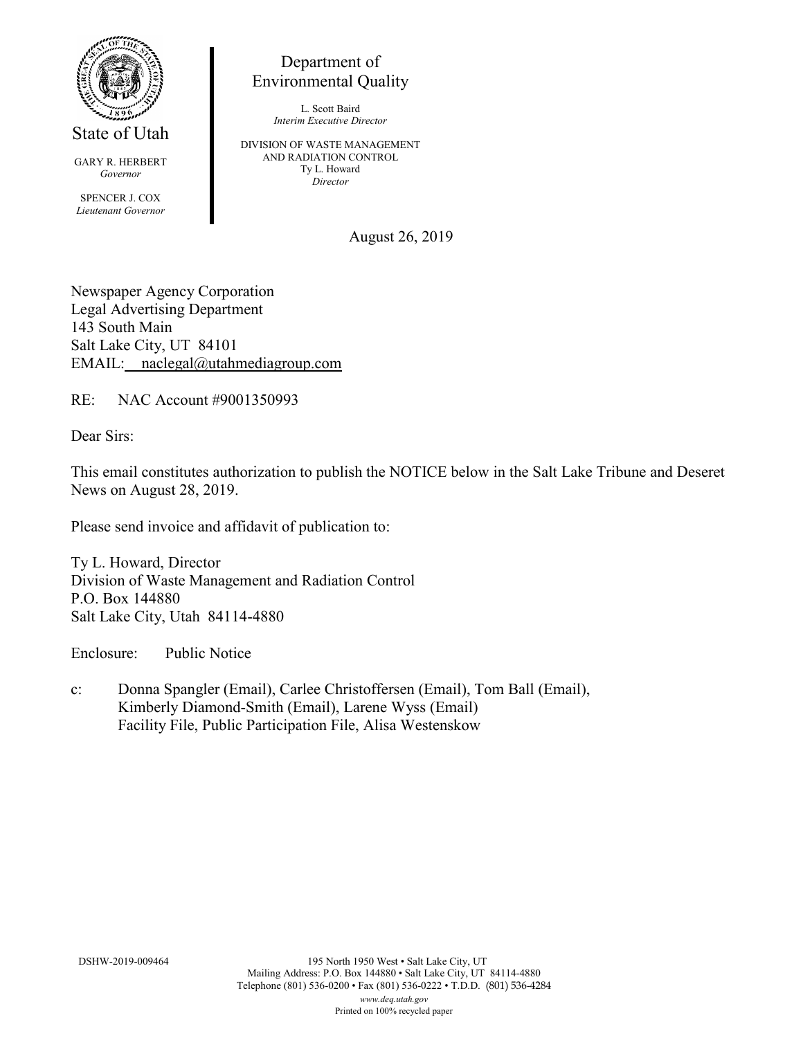State of Utah

GARY R. HERBERT
*Governor*

SPENCER J. COX
*Lieutenant Governor*

Department of
Environmental Quality

L. Scott Baird
*Interim Executive Director*

DIVISION OF WASTE MANAGEMENT
AND RADIATION CONTROL
Ty L. Howard
*Director*

August 26, 2019

Newspaper Agency Corporation
Legal Advertising Department
143 South Main
Salt Lake City, UT 84101
EMAIL: naclegal@utahmediagroup.com

RE: NAC Account #9001350993

Dear Sirs:

This email constitutes authorization to publish the NOTICE below in the Salt Lake Tribune and Deseret News on August 28, 2019.

Please send invoice and affidavit of publication to:

Ty L. Howard, Director
Division of Waste Management and Radiation Control
P.O. Box 144880
Salt Lake City, Utah 84114-4880

Enclosure: Public Notice

c: Donna Spangler (Email), Carlee Christoffersen (Email), Tom Ball (Email), Kimberly Diamond-Smith (Email), Larene Wyss (Email)
Facility File, Public Participation File, Alisa Westenskow

DSHW-2019-009464

195 North 1950 West • Salt Lake City, UT
Mailing Address: P.O. Box 144880 • Salt Lake City, UT 84114-4880
Telephone (801) 536-0200 • Fax (801) 536-0222 • T.D.D. (801) 536-4284
*www.deq.utah.gov*
Printed on 100% recycled paper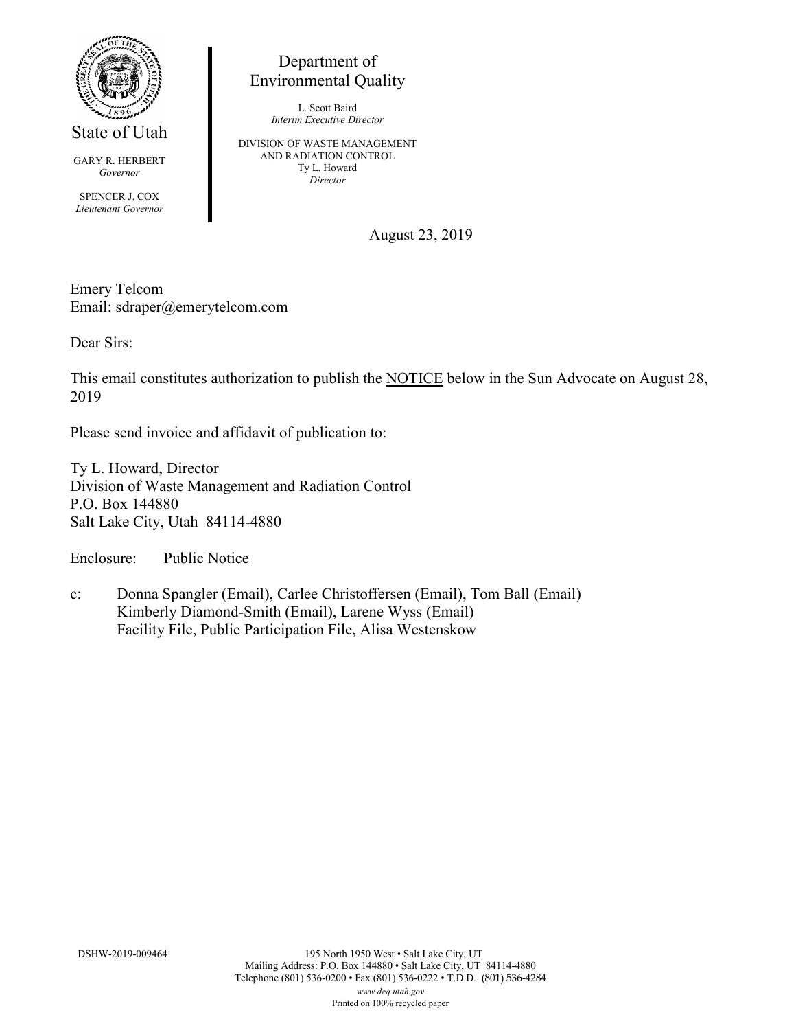State of Utah

GARY R. HERBERT
*Governor*

SPENCER J. COX
*Lieutenant Governor*

Department of
Environmental Quality

L. Scott Baird
*Interim Executive Director*

DIVISION OF WASTE MANAGEMENT
AND RADIATION CONTROL
Ty L. Howard
*Director*

August 23, 2019

Emery Telcom
Email: sdraper@emerytelcom.com

Dear Sirs:

This email constitutes authorization to publish the NOTICE below in the Sun Advocate on August 28, 2019

Please send invoice and affidavit of publication to:

Ty L. Howard, Director
Division of Waste Management and Radiation Control
P.O. Box 144880
Salt Lake City, Utah 84114-4880

Enclosure: Public Notice

c: Donna Spangler (Email), Carlee Christoffersen (Email), Tom Ball (Email)
Kimberly Diamond-Smith (Email), Larene Wyss (Email)
Facility File, Public Participation File, Alisa Westenskow

DSHW-2019-009464

195 North 1950 West • Salt Lake City, UT
Mailing Address: P.O. Box 144880 • Salt Lake City, UT 84114-4880
Telephone (801) 536-0200 • Fax (801) 536-0222 • T.D.D. (801) 536-4284
*www.deq.utah.gov*
Printed on 100% recycled paper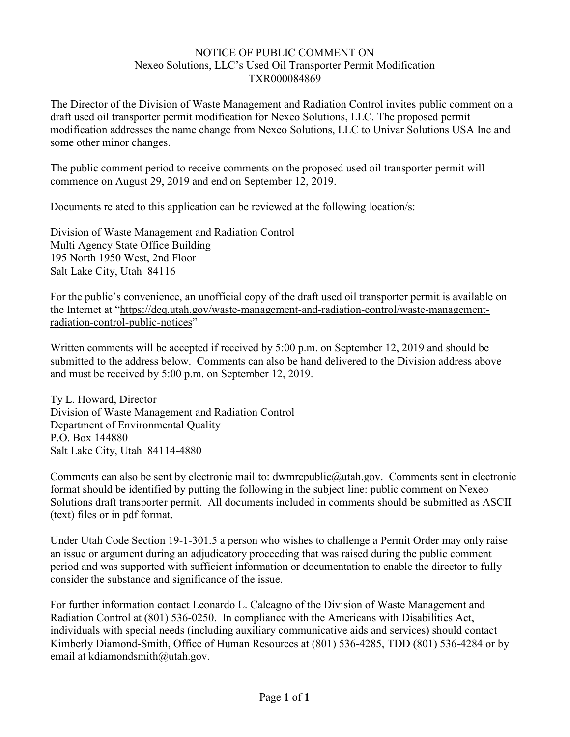NOTICE OF PUBLIC COMMENT ON
Nexeo Solutions, LLC's Used Oil Transporter Permit Modification
TXR000084869

The Director of the Division of Waste Management and Radiation Control invites public comment on a draft used oil transporter permit modification for Nexeo Solutions, LLC. The proposed permit modification addresses the name change from Nexeo Solutions, LLC to Univar Solutions USA Inc and some other minor changes.

The public comment period to receive comments on the proposed used oil transporter permit will commence on August 29, 2019 and end on September 12, 2019.

Documents related to this application can be reviewed at the following location/s:

Division of Waste Management and Radiation Control
Multi Agency State Office Building
195 North 1950 West, 2nd Floor
Salt Lake City, Utah 84116

For the public's convenience, an unofficial copy of the draft used oil transporter permit is available on the Internet at "https://deq.utah.gov/waste-management-and-radiation-control/waste-management-radiation-control-public-notices"

Written comments will be accepted if received by 5:00 p.m. on September 12, 2019 and should be submitted to the address below. Comments can also be hand delivered to the Division address above and must be received by 5:00 p.m. on September 12, 2019.

Ty L. Howard, Director
Division of Waste Management and Radiation Control
Department of Environmental Quality
P.O. Box 144880
Salt Lake City, Utah 84114-4880

Comments can also be sent by electronic mail to: dwmrcpublic@utah.gov. Comments sent in electronic format should be identified by putting the following in the subject line: public comment on Nexeo Solutions draft transporter permit. All documents included in comments should be submitted as ASCII (text) files or in pdf format.

Under Utah Code Section 19-1-301.5 a person who wishes to challenge a Permit Order may only raise an issue or argument during an adjudicatory proceeding that was raised during the public comment period and was supported with sufficient information or documentation to enable the director to fully consider the substance and significance of the issue.

For further information contact Leonardo L. Calcagno of the Division of Waste Management and Radiation Control at (801) 536-0250. In compliance with the Americans with Disabilities Act, individuals with special needs (including auxiliary communicative aids and services) should contact Kimberly Diamond-Smith, Office of Human Resources at (801) 536-4285, TDD (801) 536-4284 or by email at kdiamondsmith@utah.gov.